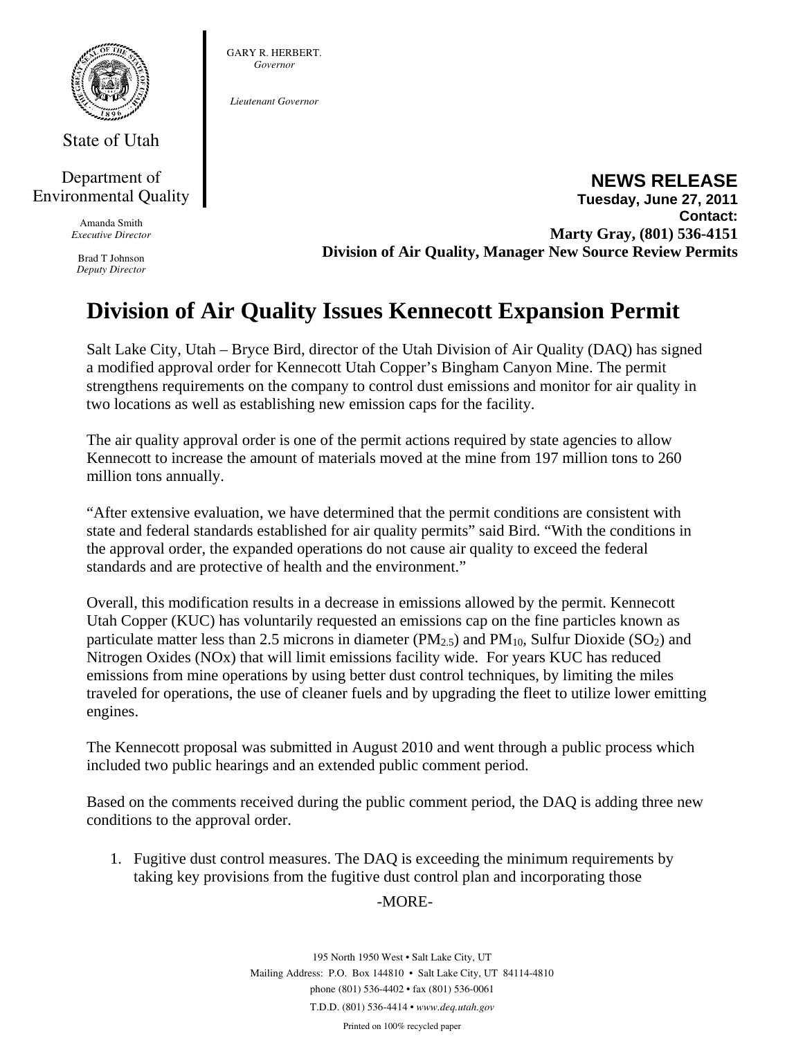State of Utah

Department of Environmental Quality

Amanda Smith
*Executive Director*

Brad T Johnson
*Deputy Director*

GARY R. HERBERT.
*Governor*

*Lieutenant Governor*

**NEWS RELEASE**
**Tuesday, June 27, 2011**
**Contact:**
**Marty Gray, (801) 536-4151**
**Division of Air Quality, Manager New Source Review Permits**

# Division of Air Quality Issues Kennecott Expansion Permit

Salt Lake City, Utah – Bryce Bird, director of the Utah Division of Air Quality (DAQ) has signed a modified approval order for Kennecott Utah Copper's Bingham Canyon Mine. The permit strengthens requirements on the company to control dust emissions and monitor for air quality in two locations as well as establishing new emission caps for the facility.

The air quality approval order is one of the permit actions required by state agencies to allow Kennecott to increase the amount of materials moved at the mine from 197 million tons to 260 million tons annually.

"After extensive evaluation, we have determined that the permit conditions are consistent with state and federal standards established for air quality permits" said Bird. "With the conditions in the approval order, the expanded operations do not cause air quality to exceed the federal standards and are protective of health and the environment."

Overall, this modification results in a decrease in emissions allowed by the permit. Kennecott Utah Copper (KUC) has voluntarily requested an emissions cap on the fine particles known as particulate matter less than 2.5 microns in diameter ($PM_{2.5}$) and $PM_{10}$, Sulfur Dioxide ($SO_2$) and Nitrogen Oxides (NOx) that will limit emissions facility wide. For years KUC has reduced emissions from mine operations by using better dust control techniques, by limiting the miles traveled for operations, the use of cleaner fuels and by upgrading the fleet to utilize lower emitting engines.

The Kennecott proposal was submitted in August 2010 and went through a public process which included two public hearings and an extended public comment period.

Based on the comments received during the public comment period, the DAQ is adding three new conditions to the approval order.

1. Fugitive dust control measures. The DAQ is exceeding the minimum requirements by taking key provisions from the fugitive dust control plan and incorporating those

-MORE-

195 North 1950 West • Salt Lake City, UT
Mailing Address: P.O. Box 144810 • Salt Lake City, UT 84114-4810
phone (801) 536-4402 • fax (801) 536-0061
T.D.D. (801) 536-4414 • *www.deq.utah.gov*
Printed on 100% recycled paper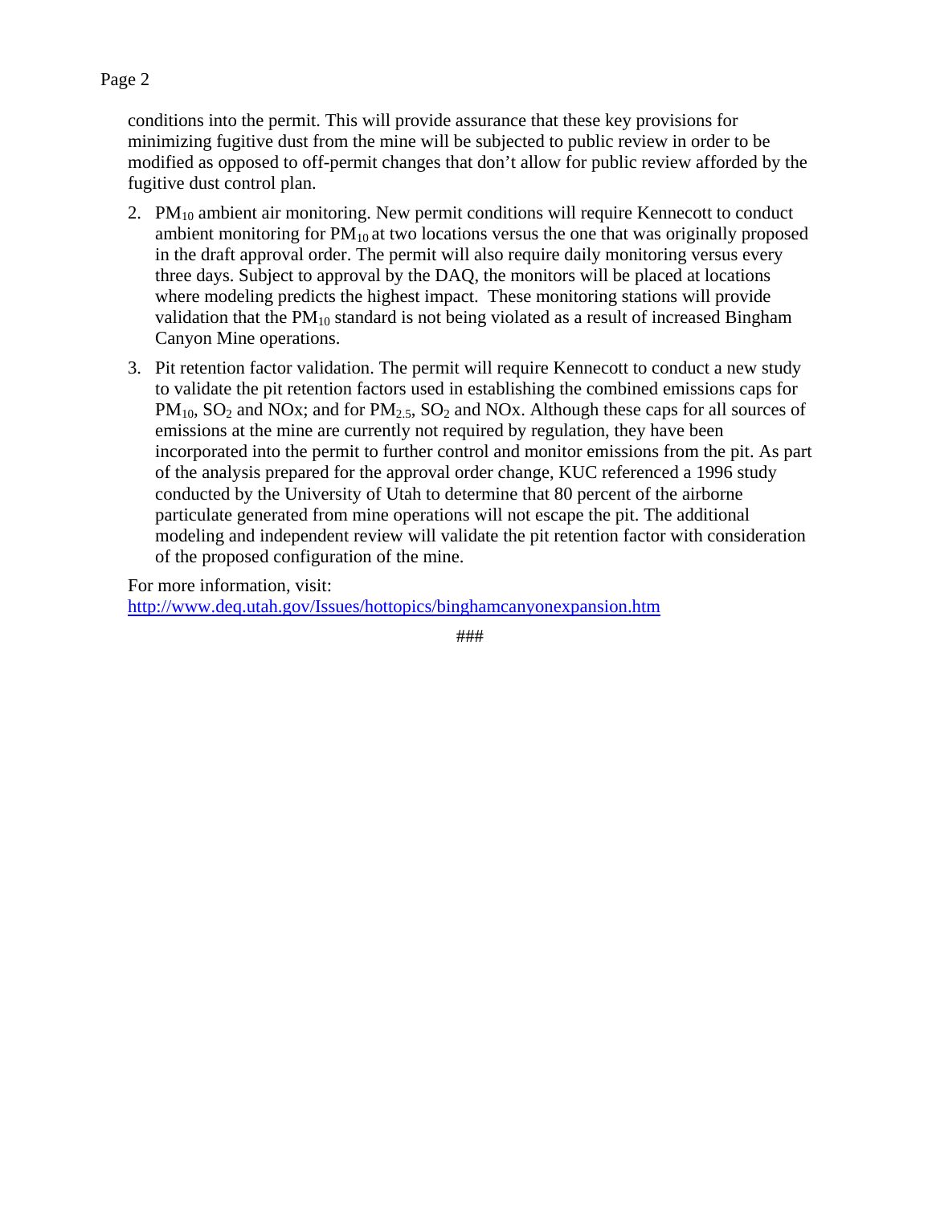conditions into the permit. This will provide assurance that these key provisions for minimizing fugitive dust from the mine will be subjected to public review in order to be modified as opposed to off-permit changes that don't allow for public review afforded by the fugitive dust control plan.

2. $PM_{10}$ ambient air monitoring. New permit conditions will require Kennecott to conduct ambient monitoring for $PM_{10}$ at two locations versus the one that was originally proposed in the draft approval order. The permit will also require daily monitoring versus every three days. Subject to approval by the DAQ, the monitors will be placed at locations where modeling predicts the highest impact. These monitoring stations will provide validation that the $PM_{10}$ standard is not being violated as a result of increased Bingham Canyon Mine operations.

3. Pit retention factor validation. The permit will require Kennecott to conduct a new study to validate the pit retention factors used in establishing the combined emissions caps for $PM_{10}$, $SO_2$ and NOx; and for $PM_{2.5}$, $SO_2$ and NOx. Although these caps for all sources of emissions at the mine are currently not required by regulation, they have been incorporated into the permit to further control and monitor emissions from the pit. As part of the analysis prepared for the approval order change, KUC referenced a 1996 study conducted by the University of Utah to determine that 80 percent of the airborne particulate generated from mine operations will not escape the pit. The additional modeling and independent review will validate the pit retention factor with consideration of the proposed configuration of the mine.

For more information, visit:
http://www.deq.utah.gov/Issues/hottopics/binghamcanyonexpansion.htm

###